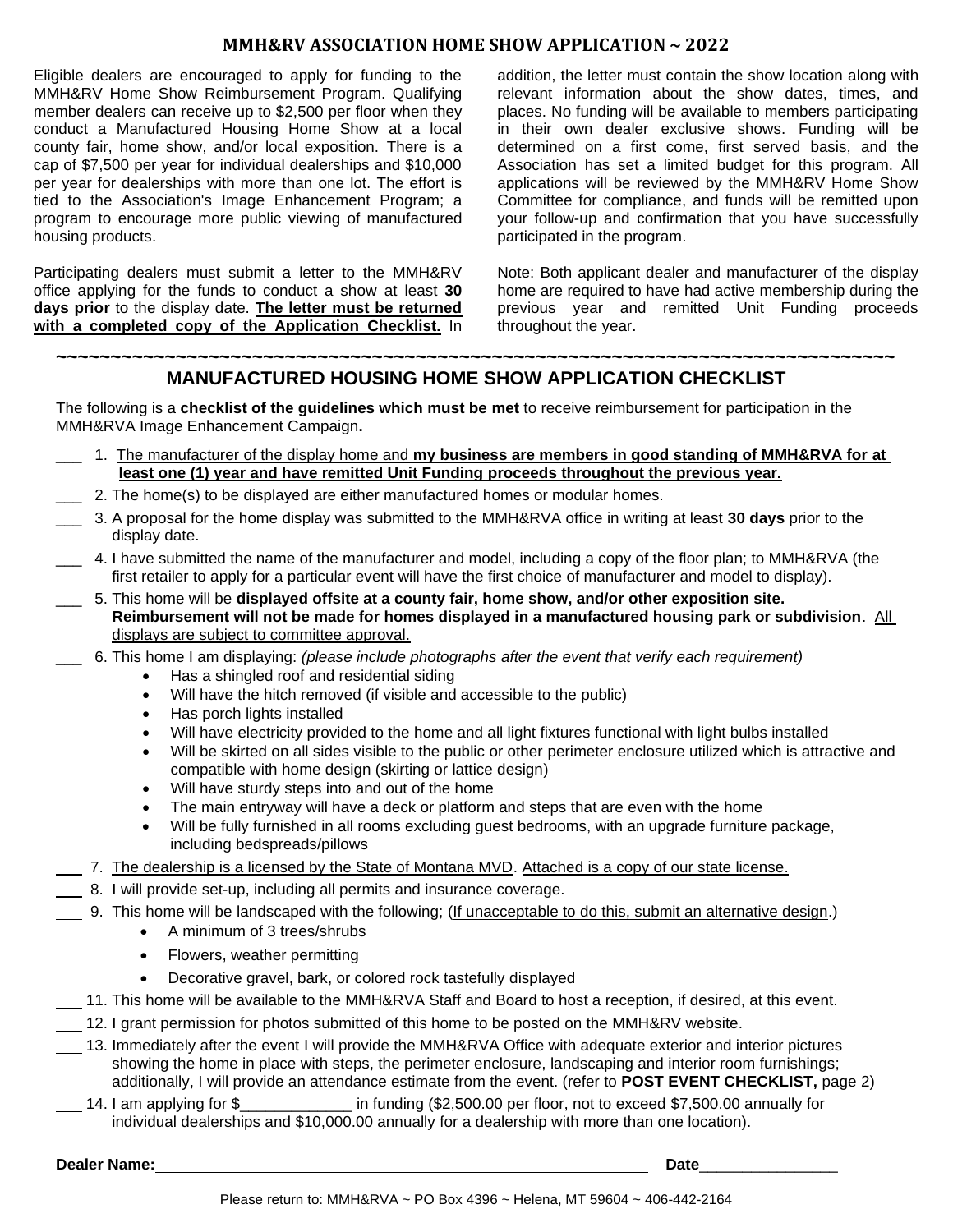# MMH&RV ASSOCIATION HOME SHOW APPLICATION ~ 2022

Eligible dealers are encouraged to apply for funding to the MMH&RV Home Show Reimbursement Program. Qualifying member dealers can receive up to $2,500 per floor when they conduct a Manufactured Housing Home Show at a local county fair, home show, and/or local exposition. There is a cap of $7,500 per year for individual dealerships and $10,000 per year for dealerships with more than one lot. The effort is tied to the Association's Image Enhancement Program; a program to encourage more public viewing of manufactured housing products.

Participating dealers must submit a letter to the MMH&RV office applying for the funds to conduct a show at least **30 days prior** to the display date. **The letter must be returned with a completed copy of the Application Checklist.** In addition, the letter must contain the show location along with relevant information about the show dates, times, and places. No funding will be available to members participating in their own dealer exclusive shows. Funding will be determined on a first come, first served basis, and the Association has set a limited budget for this program. All applications will be reviewed by the MMH&RV Home Show Committee for compliance, and funds will be remitted upon your follow-up and confirmation that you have successfully participated in the program.

Note: Both applicant dealer and manufacturer of the display home are required to have had active membership during the previous year and remitted Unit Funding proceeds throughout the year.

~~~~~~~~~~~~~~~~~~~~~~~~~~~~~~~~~~~~~~~~~~~~~~~~~~~~~~~~~~~~~~~~~~~~~~~~~~~~~~~~

## MANUFACTURED HOUSING HOME SHOW APPLICATION CHECKLIST

The following is a **checklist of the guidelines which must be met** to receive reimbursement for participation in the MMH&RVA Image Enhancement Campaign**.**

___ 1. The manufacturer of the display home and **my business are members in good standing of MMH&RVA for at least one (1) year and have remitted Unit Funding proceeds throughout the previous year.**

___ 2. The home(s) to be displayed are either manufactured homes or modular homes.

___ 3. A proposal for the home display was submitted to the MMH&RVA office in writing at least **30 days** prior to the display date.

___ 4. I have submitted the name of the manufacturer and model, including a copy of the floor plan; to MMH&RVA (the first retailer to apply for a particular event will have the first choice of manufacturer and model to display).

___ 5. This home will be **displayed offsite at a county fair, home show, and/or other exposition site. Reimbursement will not be made for homes displayed in a manufactured housing park or subdivision**. All displays are subject to committee approval.

___ 6. This home I am displaying: *(please include photographs after the event that verify each requirement)*

- Has a shingled roof and residential siding
- Will have the hitch removed (if visible and accessible to the public)
- Has porch lights installed
- Will have electricity provided to the home and all light fixtures functional with light bulbs installed
- Will be skirted on all sides visible to the public or other perimeter enclosure utilized which is attractive and compatible with home design (skirting or lattice design)
- Will have sturdy steps into and out of the home
- The main entryway will have a deck or platform and steps that are even with the home
- Will be fully furnished in all rooms excluding guest bedrooms, with an upgrade furniture package, including bedspreads/pillows

___ 7. The dealership is a licensed by the State of Montana MVD. Attached is a copy of our state license.

___ 8. I will provide set-up, including all permits and insurance coverage.

___ 9. This home will be landscaped with the following; (If unacceptable to do this, submit an alternative design.)

- A minimum of 3 trees/shrubs
- Flowers, weather permitting
- Decorative gravel, bark, or colored rock tastefully displayed

___ 11. This home will be available to the MMH&RVA Staff and Board to host a reception, if desired, at this event.

___ 12. I grant permission for photos submitted of this home to be posted on the MMH&RV website.

___ 13. Immediately after the event I will provide the MMH&RVA Office with adequate exterior and interior pictures showing the home in place with steps, the perimeter enclosure, landscaping and interior room furnishings; additionally, I will provide an attendance estimate from the event. (refer to **POST EVENT CHECKLIST,** page 2)

___ 14. I am applying for $_____________ in funding ($2,500.00 per floor, not to exceed $7,500.00 annually for individual dealerships and $10,000.00 annually for a dealership with more than one location).

**Dealer Name:**_______________________________________________ **Date**________________

Please return to: MMH&RVA ~ PO Box 4396 ~ Helena, MT 59604 ~ 406-442-2164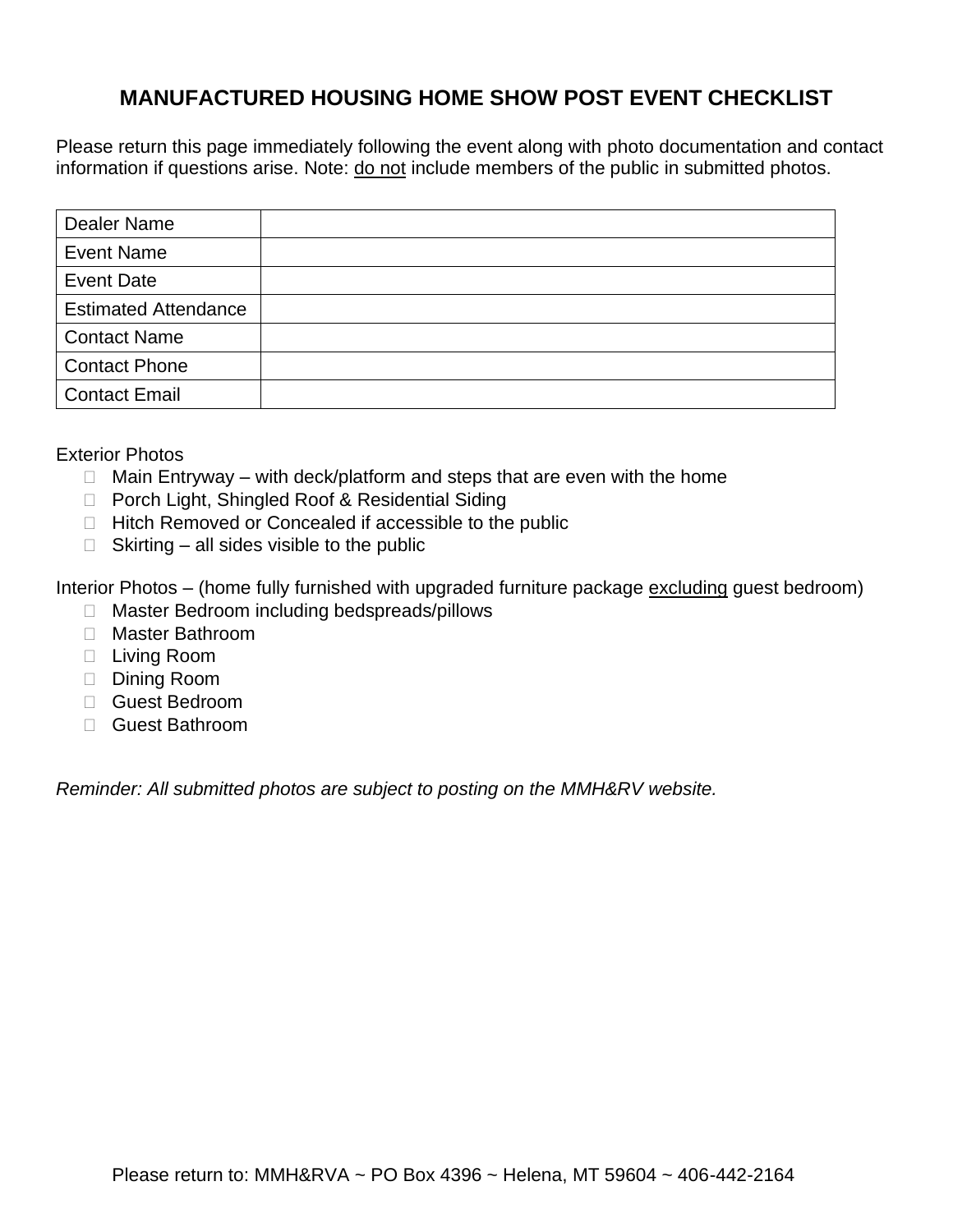# MANUFACTURED HOUSING HOME SHOW POST EVENT CHECKLIST

Please return this page immediately following the event along with photo documentation and contact information if questions arise. Note: <u>do not</u> include members of the public in submitted photos.

| | |
|---|---|
| Dealer Name | |
| Event Name | |
| Event Date | |
| Estimated Attendance | |
| Contact Name | |
| Contact Phone | |
| Contact Email | |

Exterior Photos

- ☐ Main Entryway – with deck/platform and steps that are even with the home
- ☐ Porch Light, Shingled Roof & Residential Siding
- ☐ Hitch Removed or Concealed if accessible to the public
- ☐ Skirting – all sides visible to the public

Interior Photos – (home fully furnished with upgraded furniture package <u>excluding</u> guest bedroom)

- ☐ Master Bedroom including bedspreads/pillows
- ☐ Master Bathroom
- ☐ Living Room
- ☐ Dining Room
- ☐ Guest Bedroom
- ☐ Guest Bathroom

*Reminder: All submitted photos are subject to posting on the MMH&RV website.*

Please return to: MMH&RVA ~ PO Box 4396 ~ Helena, MT 59604 ~ 406-442-2164